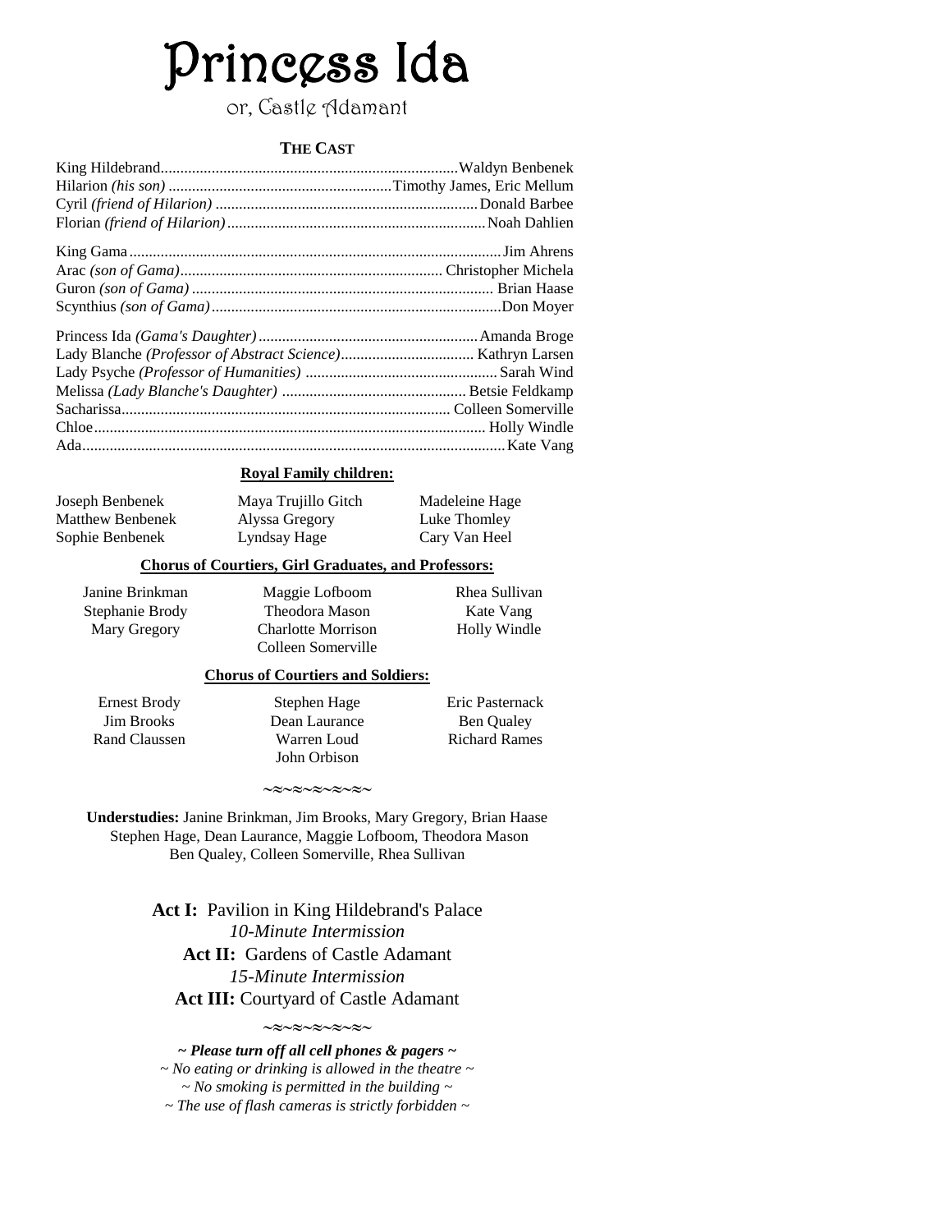# Princess Ida

or, Castle Adamant

## THE CAST

King Hildebrand........................................................................Waldyn Benbenek
Hilarion *(his son)* ........................................................Timothy James, Eric Mellum
Cyril *(friend of Hilarion)* ..................................................................Donald Barbee
Florian *(friend of Hilarion)*.................................................................Noah Dahlien

King Gama.............................................................................................Jim Ahrens
Arac *(son of Gama)*.................................................................. Christopher Michela
Guron *(son of Gama)* ............................................................................ Brian Haase
Scynthius *(son of Gama)*.........................................................................Don Moyer

Princess Ida *(Gama's Daughter)*.......................................................Amanda Broge
Lady Blanche *(Professor of Abstract Science)*................................. Kathryn Larsen
Lady Psyche *(Professor of Humanities)* ................................................Sarah Wind
Melissa *(Lady Blanche's Daughter)* .............................................. Betsie Feldkamp
Sacharissa................................................................................... Colleen Somerville
Chloe................................................................................................... Holly Windle
Ada...........................................................................................................Kate Vang

**Royal Family children:**

Joseph Benbenek
Matthew Benbenek
Sophie Benbenek
Maya Trujillo Gitch
Alyssa Gregory
Lyndsay Hage
Madeleine Hage
Luke Thomley
Cary Van Heel

**Chorus of Courtiers, Girl Graduates, and Professors:**

Janine Brinkman
Stephanie Brody
Mary Gregory
Maggie Lofboom
Theodora Mason
Charlotte Morrison
Colleen Somerville
Rhea Sullivan
Kate Vang
Holly Windle

**Chorus of Courtiers and Soldiers:**

Ernest Brody
Jim Brooks
Rand Claussen
Stephen Hage
Dean Laurance
Warren Loud
John Orbison
Eric Pasternack
Ben Qualey
Richard Rames

~≈~≈~≈~≈~

**Understudies:** Janine Brinkman, Jim Brooks, Mary Gregory, Brian Haase
Stephen Hage, Dean Laurance, Maggie Lofboom, Theodora Mason
Ben Qualey, Colleen Somerville, Rhea Sullivan

**Act I:** Pavilion in King Hildebrand's Palace
*10-Minute Intermission*
**Act II:** Gardens of Castle Adamant
*15-Minute Intermission*
**Act III:** Courtyard of Castle Adamant

~≈~≈~≈~≈~

***~ Please turn off all cell phones & pagers ~***
*~ No eating or drinking is allowed in the theatre ~*
*~ No smoking is permitted in the building ~*
*~ The use of flash cameras is strictly forbidden ~*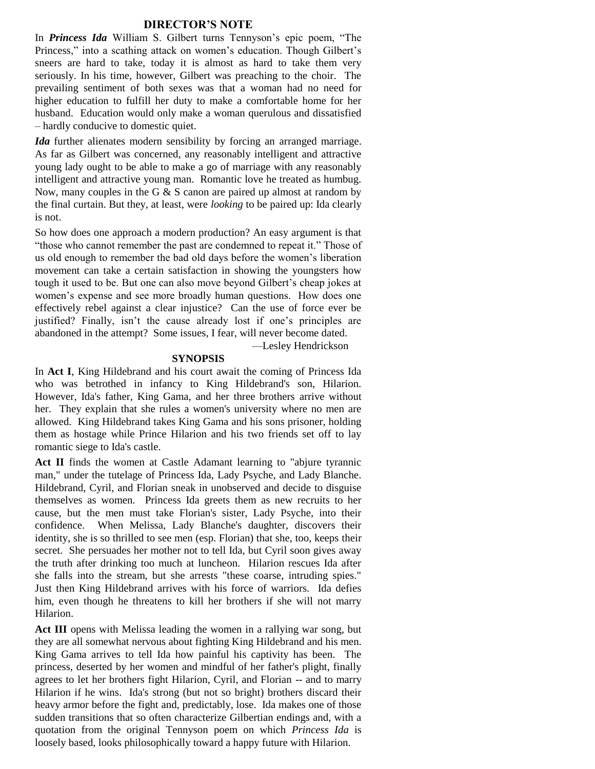## DIRECTOR'S NOTE

In ***Princess Ida*** William S. Gilbert turns Tennyson's epic poem, "The Princess," into a scathing attack on women's education. Though Gilbert's sneers are hard to take, today it is almost as hard to take them very seriously. In his time, however, Gilbert was preaching to the choir. The prevailing sentiment of both sexes was that a woman had no need for higher education to fulfill her duty to make a comfortable home for her husband. Education would only make a woman querulous and dissatisfied – hardly conducive to domestic quiet.

***Ida*** further alienates modern sensibility by forcing an arranged marriage. As far as Gilbert was concerned, any reasonably intelligent and attractive young lady ought to be able to make a go of marriage with any reasonably intelligent and attractive young man. Romantic love he treated as humbug. Now, many couples in the G & S canon are paired up almost at random by the final curtain. But they, at least, were *looking* to be paired up: Ida clearly is not.

So how does one approach a modern production? An easy argument is that "those who cannot remember the past are condemned to repeat it." Those of us old enough to remember the bad old days before the women's liberation movement can take a certain satisfaction in showing the youngsters how tough it used to be. But one can also move beyond Gilbert's cheap jokes at women's expense and see more broadly human questions. How does one effectively rebel against a clear injustice? Can the use of force ever be justified? Finally, isn't the cause already lost if one's principles are abandoned in the attempt? Some issues, I fear, will never become dated.

—Lesley Hendrickson

## SYNOPSIS

In **Act I**, King Hildebrand and his court await the coming of Princess Ida who was betrothed in infancy to King Hildebrand's son, Hilarion. However, Ida's father, King Gama, and her three brothers arrive without her. They explain that she rules a women's university where no men are allowed. King Hildebrand takes King Gama and his sons prisoner, holding them as hostage while Prince Hilarion and his two friends set off to lay romantic siege to Ida's castle.

**Act II** finds the women at Castle Adamant learning to "abjure tyrannic man," under the tutelage of Princess Ida, Lady Psyche, and Lady Blanche. Hildebrand, Cyril, and Florian sneak in unobserved and decide to disguise themselves as women. Princess Ida greets them as new recruits to her cause, but the men must take Florian's sister, Lady Psyche, into their confidence. When Melissa, Lady Blanche's daughter, discovers their identity, she is so thrilled to see men (esp. Florian) that she, too, keeps their secret. She persuades her mother not to tell Ida, but Cyril soon gives away the truth after drinking too much at luncheon. Hilarion rescues Ida after she falls into the stream, but she arrests "these coarse, intruding spies." Just then King Hildebrand arrives with his force of warriors. Ida defies him, even though he threatens to kill her brothers if she will not marry Hilarion.

**Act III** opens with Melissa leading the women in a rallying war song, but they are all somewhat nervous about fighting King Hildebrand and his men. King Gama arrives to tell Ida how painful his captivity has been. The princess, deserted by her women and mindful of her father's plight, finally agrees to let her brothers fight Hilarion, Cyril, and Florian -- and to marry Hilarion if he wins. Ida's strong (but not so bright) brothers discard their heavy armor before the fight and, predictably, lose. Ida makes one of those sudden transitions that so often characterize Gilbertian endings and, with a quotation from the original Tennyson poem on which *Princess Ida* is loosely based, looks philosophically toward a happy future with Hilarion.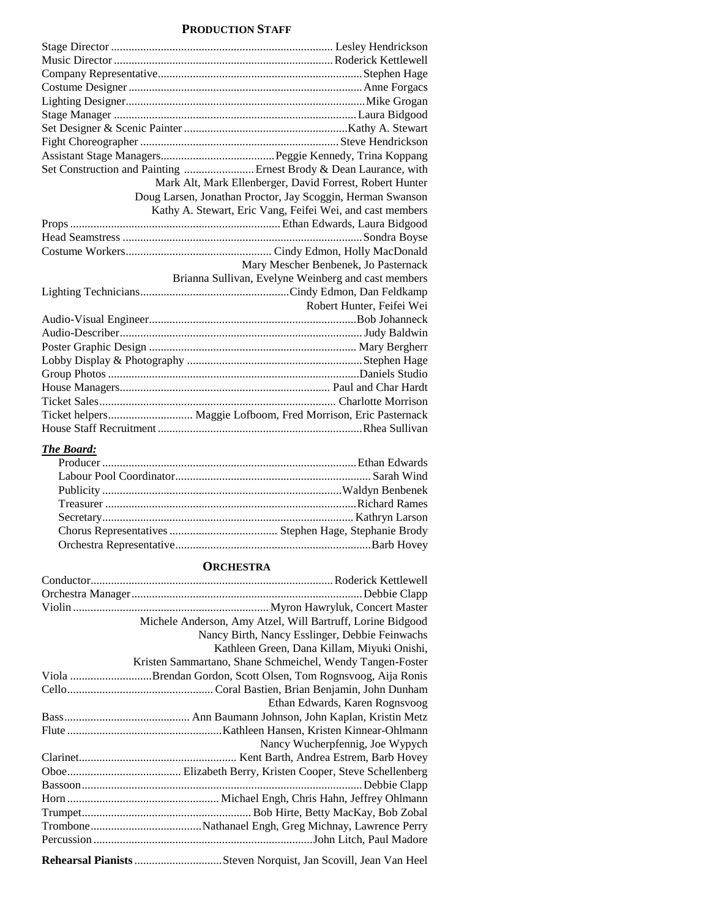## Production Staff

Stage Director ........................................................................ Lesley Hendrickson
Music Director ........................................................................ Roderick Kettlewell
Company Representative .......................................................... Stephen Hage
Costume Designer .................................................................... Anne Forgacs
Lighting Designer ..................................................................... Mike Grogan
Stage Manager ......................................................................... Laura Bidgood
Set Designer & Scenic Painter ................................................ Kathy A. Stewart
Fight Choreographer ................................................................ Steve Hendrickson
Assistant Stage Managers .................................... Peggie Kennedy, Trina Koppang
Set Construction and Painting ..................... Ernest Brody & Dean Laurance, with
Mark Alt, Mark Ellenberger, David Forrest, Robert Hunter
Doug Larsen, Jonathan Proctor, Jay Scoggin, Herman Swanson
Kathy A. Stewart, Eric Vang, Feifei Wei, and cast members
Props ................................................................... Ethan Edwards, Laura Bidgood
Head Seamstress ....................................................................... Sondra Boyse
Costume Workers .............................................. Cindy Edmon, Holly MacDonald
Mary Mescher Benbenek, Jo Pasternack
Brianna Sullivan, Evelyne Weinberg and cast members
Lighting Technicians .............................................. Cindy Edmon, Dan Feldkamp
Robert Hunter, Feifei Wei
Audio-Visual Engineer ............................................................. Bob Johanneck
Audio-Describer .......................................................................... Judy Baldwin
Poster Graphic Design ............................................................. Mary Bergherr
Lobby Display & Photography ................................................... Stephen Hage
Group Photos ........................................................................... Daniels Studio
House Managers ................................................................ Paul and Char Hardt
Ticket Sales .......................................................................... Charlotte Morrison
Ticket helpers ............................ Maggie Lofboom, Fred Morrison, Eric Pasternack
House Staff Recruitment ............................................................. Rhea Sullivan

***The Board:***

Producer ................................................................................ Ethan Edwards
Labour Pool Coordinator ................................................................ Sarah Wind
Publicity ............................................................................... Waldyn Benbenek
Treasurer ............................................................................... Richard Rames
Secretary ................................................................................ Kathryn Larson
Chorus Representatives ................................... Stephen Hage, Stephanie Brody
Orchestra Representative ................................................................ Barb Hovey

## Orchestra

Conductor ........................................................................ Roderick Kettlewell
Orchestra Manager ........................................................................ Debbie Clapp
Violin ........................................................... Myron Hawryluk, Concert Master
Michele Anderson, Amy Atzel, Will Bartruff, Lorine Bidgood
Nancy Birth, Nancy Esslinger, Debbie Feinwachs
Kathleen Green, Dana Killam, Miyuki Onishi,
Kristen Sammartano, Shane Schmeichel, Wendy Tangen-Foster
Viola ........................... Brendan Gordon, Scott Olsen, Tom Rognsvoog, Aija Ronis
Cello ................................................. Coral Bastien, Brian Benjamin, John Dunham
Ethan Edwards, Karen Rognsvoog
Bass ........................................... Ann Baumann Johnson, John Kaplan, Kristin Metz
Flute ................................................... Kathleen Hansen, Kristen Kinnear-Ohlmann
Nancy Wucherpfennig, Joe Wypych
Clarinet ..................................................... Kent Barth, Andrea Estrem, Barb Hovey
Oboe ..................................... Elizabeth Berry, Kristen Cooper, Steve Schellenberg
Bassoon ........................................................................................ Debbie Clapp
Horn ................................................... Michael Engh, Chris Hahn, Jeffrey Ohlmann
Trumpet ......................................................... Bob Hirte, Betty MacKay, Bob Zobal
Trombone ..................................... Nathanael Engh, Greg Michnay, Lawrence Perry
Percussion ........................................................................ John Litch, Paul Madore

**Rehearsal Pianists** ............................. Steven Norquist, Jan Scovill, Jean Van Heel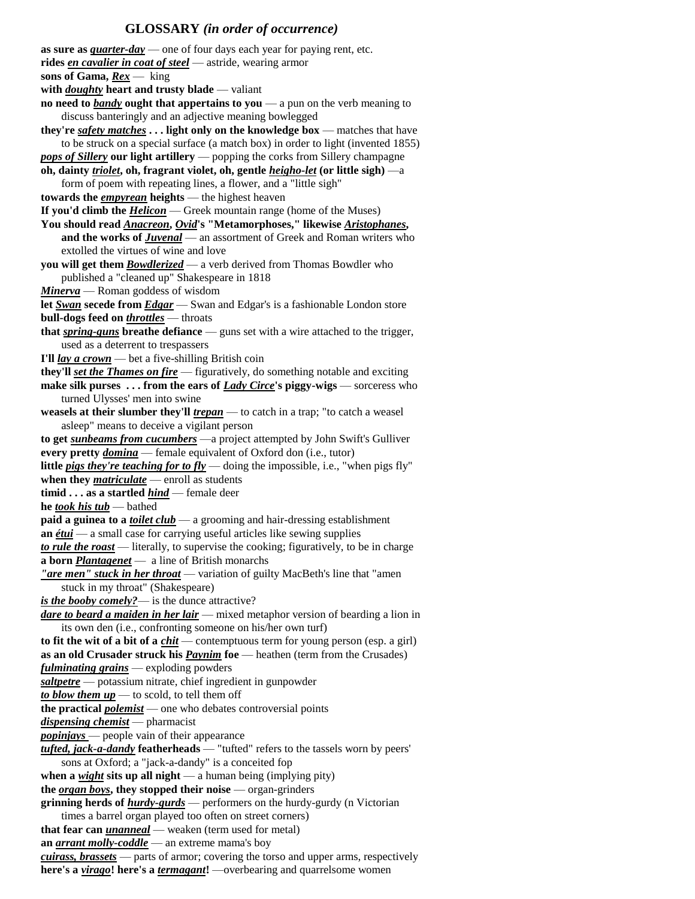# GLOSSARY *(in order of occurrence)*

**as sure as *quarter-day*** — one of four days each year for paying rent, etc.
**rides *en cavalier in coat of steel*** — astride, wearing armor
**sons of Gama, *Rex*** — king
**with *doughty* heart and trusty blade** — valiant
**no need to *bandy* ought that appertains to you** — a pun on the verb meaning to discuss banteringly and an adjective meaning bowlegged
**they're *safety matches* . . . light only on the knowledge box** — matches that have to be struck on a special surface (a match box) in order to light (invented 1855)
***pops of Sillery* our light artillery** — popping the corks from Sillery champagne
**oh, dainty *triolet*, oh, fragrant violet, oh, gentle *heigho-let* (or little sigh)** —a form of poem with repeating lines, a flower, and a "little sigh"
**towards the *empyrean* heights** — the highest heaven
**If you'd climb the *Helicon*** — Greek mountain range (home of the Muses)
**You should read *Anacreon*, *Ovid*'s "Metamorphoses," likewise *Aristophanes*, and the works of *Juvenal*** — an assortment of Greek and Roman writers who extolled the virtues of wine and love
**you will get them *Bowdlerized*** — a verb derived from Thomas Bowdler who published a "cleaned up" Shakespeare in 1818
***Minerva*** — Roman goddess of wisdom
**let *Swan* secede from *Edgar*** — Swan and Edgar's is a fashionable London store
**bull-dogs feed on *throttles*** — throats
**that *spring-guns* breathe defiance** — guns set with a wire attached to the trigger, used as a deterrent to trespassers
**I'll *lay a crown*** — bet a five-shilling British coin
**they'll *set the Thames on fire*** — figuratively, do something notable and exciting
**make silk purses . . . from the ears of *Lady Circe*'s piggy-wigs** — sorceress who turned Ulysses' men into swine
**weasels at their slumber they'll *trepan*** — to catch in a trap; "to catch a weasel asleep" means to deceive a vigilant person
**to get *sunbeams from cucumbers*** —a project attempted by John Swift's Gulliver
**every pretty *domina*** — female equivalent of Oxford don (i.e., tutor)
**little *pigs they're teaching for to fly*** — doing the impossible, i.e., "when pigs fly"
**when they *matriculate*** — enroll as students
**timid . . . as a startled *hind*** — female deer
**he *took his tub*** — bathed
**paid a guinea to a *toilet club*** — a grooming and hair-dressing establishment
**an *étui*** — a small case for carrying useful articles like sewing supplies
***to rule the roast*** — literally, to supervise the cooking; figuratively, to be in charge
**a born *Plantagenet*** — a line of British monarchs
***"are men" stuck in her throat*** — variation of guilty MacBeth's line that "amen stuck in my throat" (Shakespeare)
***is the booby comely?***— is the dunce attractive?
***dare to beard a maiden in her lair*** — mixed metaphor version of bearding a lion in its own den (i.e., confronting someone on his/her own turf)
**to fit the wit of a bit of a *chit*** — contemptuous term for young person (esp. a girl)
**as an old Crusader struck his *Paynim* foe** — heathen (term from the Crusades)
***fulminating grains*** — exploding powders
***saltpetre*** — potassium nitrate, chief ingredient in gunpowder
***to blow them up*** — to scold, to tell them off
**the practical *polemist*** — one who debates controversial points
***dispensing chemist*** — pharmacist
***popinjays*** — people vain of their appearance
***tufted, jack-a-dandy* featherheads** — "tufted" refers to the tassels worn by peers' sons at Oxford; a "jack-a-dandy" is a conceited fop
**when a *wight* sits up all night** — a human being (implying pity)
**the *organ boys*, they stopped their noise** — organ-grinders
**grinning herds of *hurdy-gurds*** — performers on the hurdy-gurdy (n Victorian times a barrel organ played too often on street corners)
**that fear can *unanneal*** — weaken (term used for metal)
**an *arrant molly-coddle*** — an extreme mama's boy
***cuirass, brassets*** — parts of armor; covering the torso and upper arms, respectively
**here's a *virago*! here's a *termagant*!** —overbearing and quarrelsome women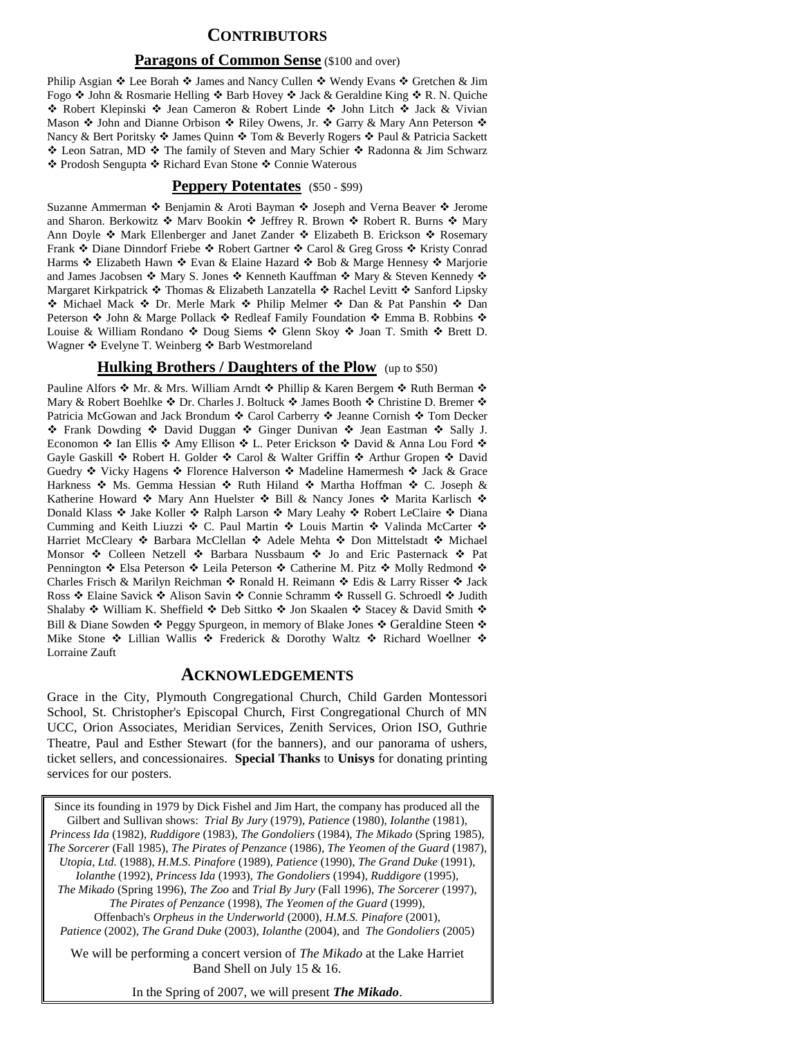# Contributors

## Paragons of Common Sense ($100 and over)

Philip Asgian ❖ Lee Borah ❖ James and Nancy Cullen ❖ Wendy Evans ❖ Gretchen & Jim Fogo ❖ John & Rosmarie Helling ❖ Barb Hovey ❖ Jack & Geraldine King ❖ R. N. Quiche ❖ Robert Klepinski ❖ Jean Cameron & Robert Linde ❖ John Litch ❖ Jack & Vivian Mason ❖ John and Dianne Orbison ❖ Riley Owens, Jr. ❖ Garry & Mary Ann Peterson ❖ Nancy & Bert Poritsky ❖ James Quinn ❖ Tom & Beverly Rogers ❖ Paul & Patricia Sackett ❖ Leon Satran, MD ❖ The family of Steven and Mary Schier ❖ Radonna & Jim Schwarz ❖ Prodosh Sengupta ❖ Richard Evan Stone ❖ Connie Waterous

## Peppery Potentates ($50 - $99)

Suzanne Ammerman ❖ Benjamin & Aroti Bayman ❖ Joseph and Verna Beaver ❖ Jerome and Sharon. Berkowitz ❖ Marv Bookin ❖ Jeffrey R. Brown ❖ Robert R. Burns ❖ Mary Ann Doyle ❖ Mark Ellenberger and Janet Zander ❖ Elizabeth B. Erickson ❖ Rosemary Frank ❖ Diane Dinndorf Friebe ❖ Robert Gartner ❖ Carol & Greg Gross ❖ Kristy Conrad Harms ❖ Elizabeth Hawn ❖ Evan & Elaine Hazard ❖ Bob & Marge Hennesy ❖ Marjorie and James Jacobsen ❖ Mary S. Jones ❖ Kenneth Kauffman ❖ Mary & Steven Kennedy ❖ Margaret Kirkpatrick ❖ Thomas & Elizabeth Lanzatella ❖ Rachel Levitt ❖ Sanford Lipsky ❖ Michael Mack ❖ Dr. Merle Mark ❖ Philip Melmer ❖ Dan & Pat Panshin ❖ Dan Peterson ❖ John & Marge Pollack ❖ Redleaf Family Foundation ❖ Emma B. Robbins ❖ Louise & William Rondano ❖ Doug Siems ❖ Glenn Skoy ❖ Joan T. Smith ❖ Brett D. Wagner ❖ Evelyne T. Weinberg ❖ Barb Westmoreland

## Hulking Brothers / Daughters of the Plow (up to $50)

Pauline Alfors ❖ Mr. & Mrs. William Arndt ❖ Phillip & Karen Bergem ❖ Ruth Berman ❖ Mary & Robert Boehlke ❖ Dr. Charles J. Boltuck ❖ James Booth ❖ Christine D. Bremer ❖ Patricia McGowan and Jack Brondum ❖ Carol Carberry ❖ Jeanne Cornish ❖ Tom Decker ❖ Frank Dowding ❖ David Duggan ❖ Ginger Dunivan ❖ Jean Eastman ❖ Sally J. Economon ❖ Ian Ellis ❖ Amy Ellison ❖ L. Peter Erickson ❖ David & Anna Lou Ford ❖ Gayle Gaskill ❖ Robert H. Golder ❖ Carol & Walter Griffin ❖ Arthur Gropen ❖ David Guedry ❖ Vicky Hagens ❖ Florence Halverson ❖ Madeline Hamermesh ❖ Jack & Grace Harkness ❖ Ms. Gemma Hessian ❖ Ruth Hiland ❖ Martha Hoffman ❖ C. Joseph & Katherine Howard ❖ Mary Ann Huelster ❖ Bill & Nancy Jones ❖ Marita Karlisch ❖ Donald Klass ❖ Jake Koller ❖ Ralph Larson ❖ Mary Leahy ❖ Robert LeClaire ❖ Diana Cumming and Keith Liuzzi ❖ C. Paul Martin ❖ Louis Martin ❖ Valinda McCarter ❖ Harriet McCleary ❖ Barbara McClellan ❖ Adele Mehta ❖ Don Mittelstadt ❖ Michael Monsor ❖ Colleen Netzell ❖ Barbara Nussbaum ❖ Jo and Eric Pasternack ❖ Pat Pennington ❖ Elsa Peterson ❖ Leila Peterson ❖ Catherine M. Pitz ❖ Molly Redmond ❖ Charles Frisch & Marilyn Reichman ❖ Ronald H. Reimann ❖ Edis & Larry Risser ❖ Jack Ross ❖ Elaine Savick ❖ Alison Savin ❖ Connie Schramm ❖ Russell G. Schroedl ❖ Judith Shalaby ❖ William K. Sheffield ❖ Deb Sittko ❖ Jon Skaalen ❖ Stacey & David Smith ❖ Bill & Diane Sowden ❖ Peggy Spurgeon, in memory of Blake Jones ❖ Geraldine Steen ❖ Mike Stone ❖ Lillian Wallis ❖ Frederick & Dorothy Waltz ❖ Richard Woellner ❖ Lorraine Zauft

# Acknowledgements

Grace in the City, Plymouth Congregational Church, Child Garden Montessori School, St. Christopher's Episcopal Church, First Congregational Church of MN UCC, Orion Associates, Meridian Services, Zenith Services, Orion ISO, Guthrie Theatre, Paul and Esther Stewart (for the banners), and our panorama of ushers, ticket sellers, and concessionaires. **Special Thanks** to **Unisys** for donating printing services for our posters.

Since its founding in 1979 by Dick Fishel and Jim Hart, the company has produced all the Gilbert and Sullivan shows: *Trial By Jury* (1979), *Patience* (1980), *Iolanthe* (1981), *Princess Ida* (1982), *Ruddigore* (1983), *The Gondoliers* (1984), *The Mikado* (Spring 1985), *The Sorcerer* (Fall 1985), *The Pirates of Penzance* (1986), *The Yeomen of the Guard* (1987), *Utopia, Ltd.* (1988), *H.M.S. Pinafore* (1989), *Patience* (1990), *The Grand Duke* (1991), *Iolanthe* (1992), *Princess Ida* (1993), *The Gondoliers* (1994), *Ruddigore* (1995), *The Mikado* (Spring 1996), *The Zoo* and *Trial By Jury* (Fall 1996), *The Sorcerer* (1997), *The Pirates of Penzance* (1998), *The Yeomen of the Guard* (1999), Offenbach's *Orpheus in the Underworld* (2000), *H.M.S. Pinafore* (2001), *Patience* (2002), *The Grand Duke* (2003), *Iolanthe* (2004), and *The Gondoliers* (2005)

We will be performing a concert version of *The Mikado* at the Lake Harriet Band Shell on July 15 & 16.

In the Spring of 2007, we will present ***The Mikado***.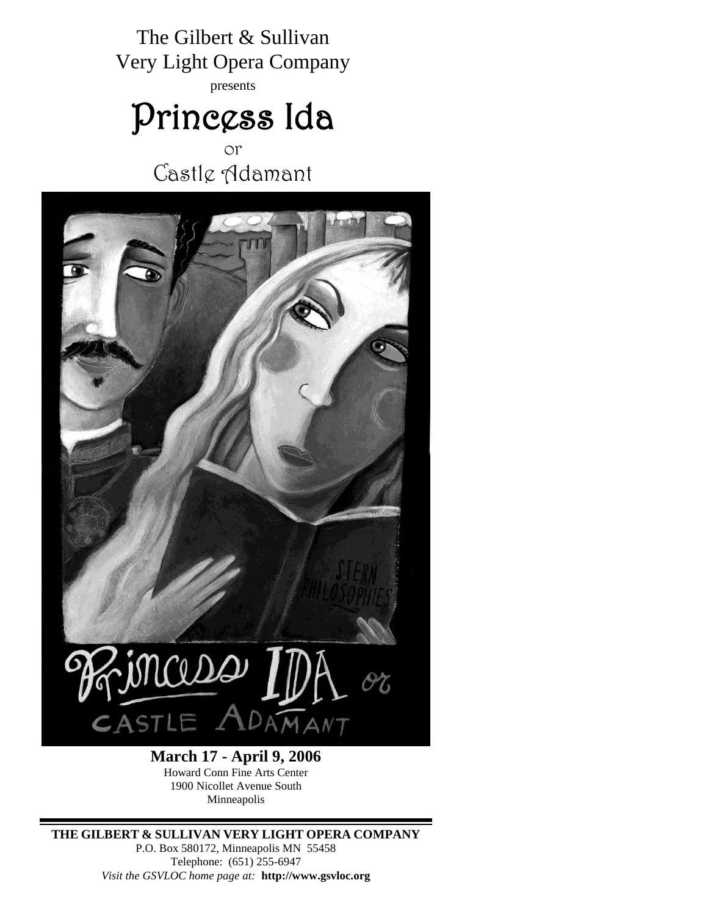The Gilbert & Sullivan
Very Light Opera Company

presents

# Princess Ida

or

## Castle Adamant

**March 17 - April 9, 2006**

Howard Conn Fine Arts Center
1900 Nicollet Avenue South
Minneapolis

---

**THE GILBERT & SULLIVAN VERY LIGHT OPERA COMPANY**

P.O. Box 580172, Minneapolis MN 55458
Telephone: (651) 255-6947
*Visit the GSVLOC home page at:* **http://www.gsvloc.org**